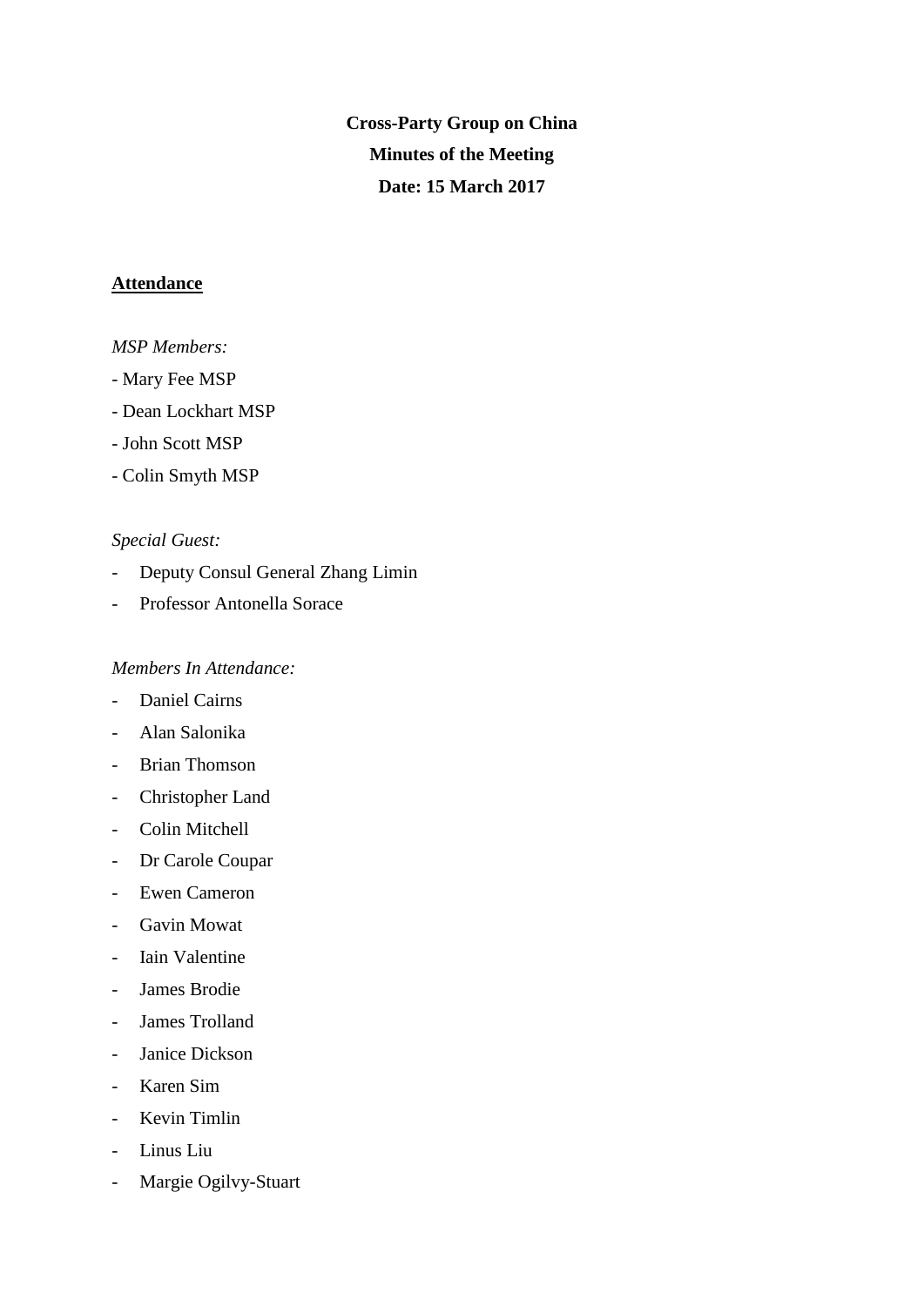**Cross-Party Group on China**

**Minutes of the Meeting**

**Date: 15 March 2017**

**Attendance**

*MSP Members:*

- Mary Fee MSP
- Dean Lockhart MSP
- John Scott MSP
- Colin Smyth MSP

*Special Guest:*

- Deputy Consul General Zhang Limin
- Professor Antonella Sorace

*Members In Attendance:*

- Daniel Cairns
- Alan Salonika
- Brian Thomson
- Christopher Land
- Colin Mitchell
- Dr Carole Coupar
- Ewen Cameron
- Gavin Mowat
- Iain Valentine
- James Brodie
- James Trolland
- Janice Dickson
- Karen Sim
- Kevin Timlin
- Linus Liu
- Margie Ogilvy-Stuart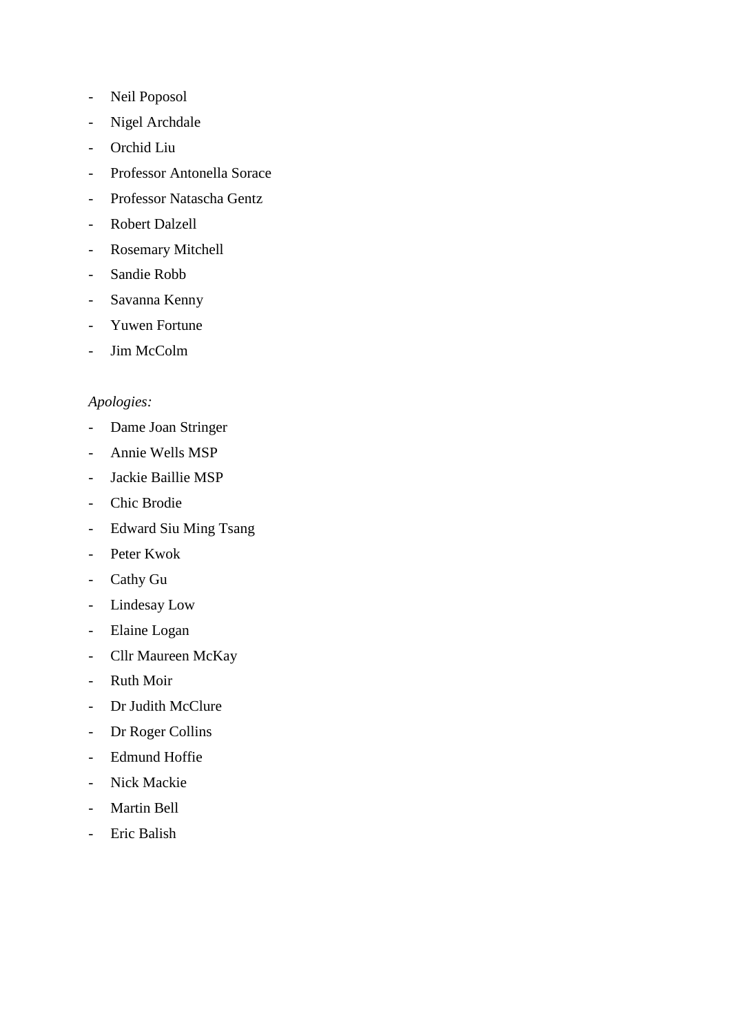- Neil Poposol
- Nigel Archdale
- Orchid Liu
- Professor Antonella Sorace
- Professor Natascha Gentz
- Robert Dalzell
- Rosemary Mitchell
- Sandie Robb
- Savanna Kenny
- Yuwen Fortune
- Jim McColm

*Apologies:*

- Dame Joan Stringer
- Annie Wells MSP
- Jackie Baillie MSP
- Chic Brodie
- Edward Siu Ming Tsang
- Peter Kwok
- Cathy Gu
- Lindesay Low
- Elaine Logan
- Cllr Maureen McKay
- Ruth Moir
- Dr Judith McClure
- Dr Roger Collins
- Edmund Hoffie
- Nick Mackie
- Martin Bell
- Eric Balish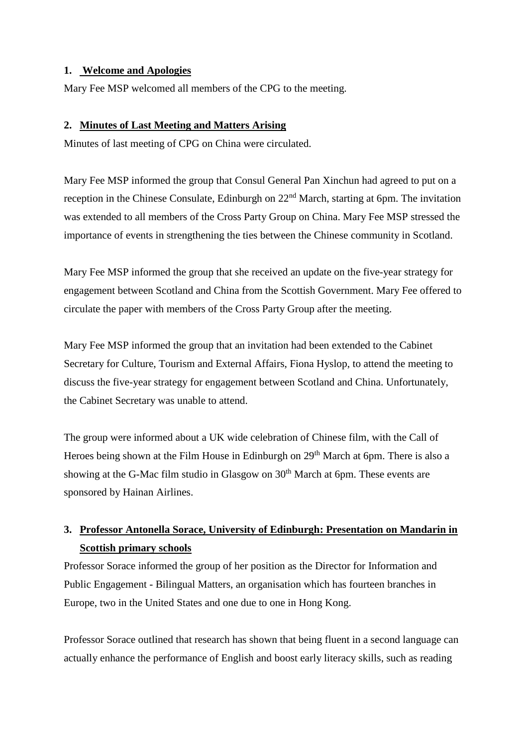## 1. Welcome and Apologies

Mary Fee MSP welcomed all members of the CPG to the meeting.

## 2. Minutes of Last Meeting and Matters Arising

Minutes of last meeting of CPG on China were circulated.

Mary Fee MSP informed the group that Consul General Pan Xinchun had agreed to put on a reception in the Chinese Consulate, Edinburgh on 22nd March, starting at 6pm. The invitation was extended to all members of the Cross Party Group on China. Mary Fee MSP stressed the importance of events in strengthening the ties between the Chinese community in Scotland.

Mary Fee MSP informed the group that she received an update on the five-year strategy for engagement between Scotland and China from the Scottish Government. Mary Fee offered to circulate the paper with members of the Cross Party Group after the meeting.

Mary Fee MSP informed the group that an invitation had been extended to the Cabinet Secretary for Culture, Tourism and External Affairs, Fiona Hyslop, to attend the meeting to discuss the five-year strategy for engagement between Scotland and China. Unfortunately, the Cabinet Secretary was unable to attend.

The group were informed about a UK wide celebration of Chinese film, with the Call of Heroes being shown at the Film House in Edinburgh on 29th March at 6pm. There is also a showing at the G-Mac film studio in Glasgow on 30th March at 6pm. These events are sponsored by Hainan Airlines.

## 3. Professor Antonella Sorace, University of Edinburgh: Presentation on Mandarin in Scottish primary schools

Professor Sorace informed the group of her position as the Director for Information and Public Engagement - Bilingual Matters, an organisation which has fourteen branches in Europe, two in the United States and one due to one in Hong Kong.

Professor Sorace outlined that research has shown that being fluent in a second language can actually enhance the performance of English and boost early literacy skills, such as reading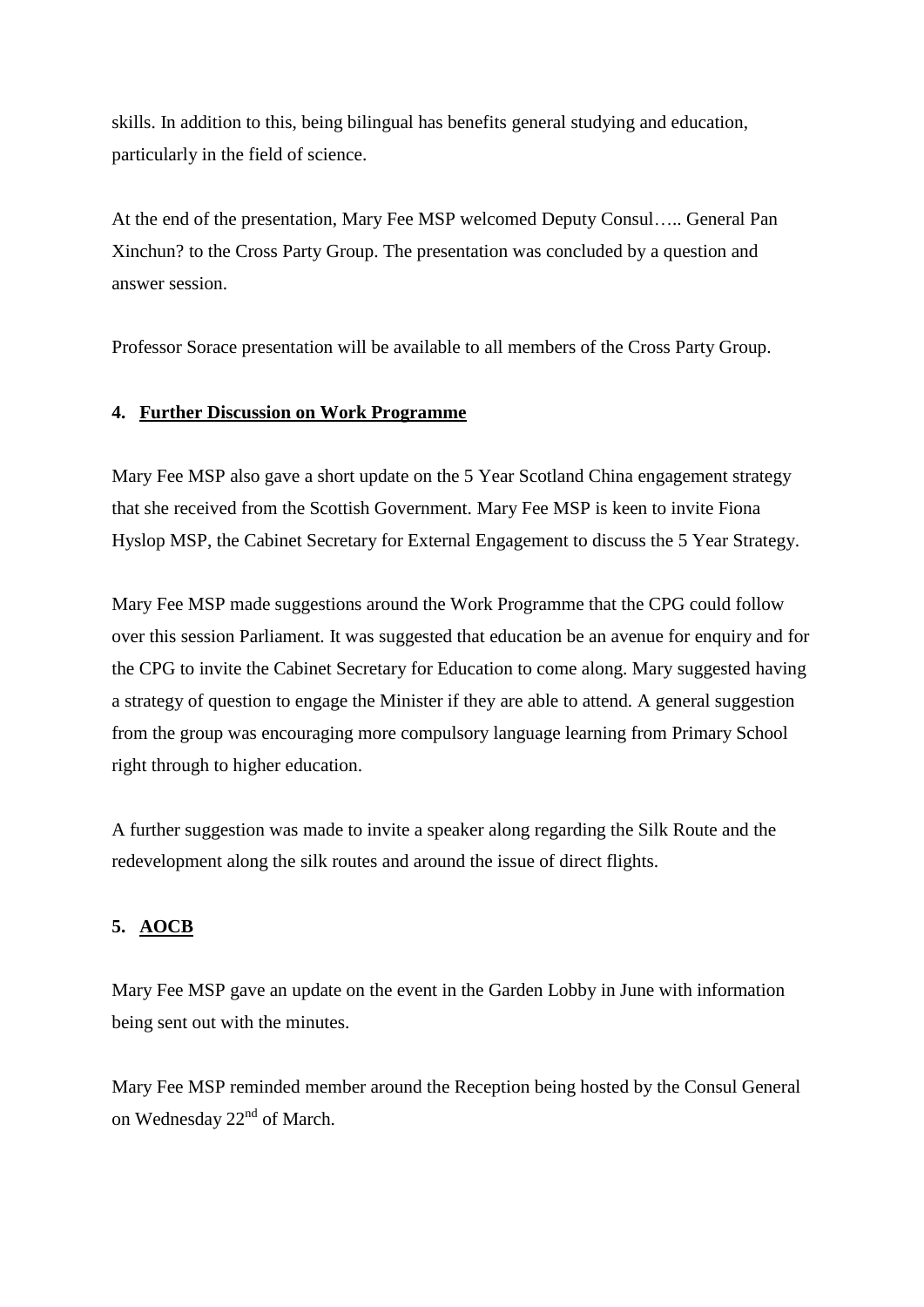skills. In addition to this, being bilingual has benefits general studying and education, particularly in the field of science.

At the end of the presentation, Mary Fee MSP welcomed Deputy Consul….. General Pan Xinchun? to the Cross Party Group. The presentation was concluded by a question and answer session.

Professor Sorace presentation will be available to all members of the Cross Party Group.

## 4. Further Discussion on Work Programme

Mary Fee MSP also gave a short update on the 5 Year Scotland China engagement strategy that she received from the Scottish Government. Mary Fee MSP is keen to invite Fiona Hyslop MSP, the Cabinet Secretary for External Engagement to discuss the 5 Year Strategy.

Mary Fee MSP made suggestions around the Work Programme that the CPG could follow over this session Parliament. It was suggested that education be an avenue for enquiry and for the CPG to invite the Cabinet Secretary for Education to come along. Mary suggested having a strategy of question to engage the Minister if they are able to attend. A general suggestion from the group was encouraging more compulsory language learning from Primary School right through to higher education.

A further suggestion was made to invite a speaker along regarding the Silk Route and the redevelopment along the silk routes and around the issue of direct flights.

## 5. AOCB

Mary Fee MSP gave an update on the event in the Garden Lobby in June with information being sent out with the minutes.

Mary Fee MSP reminded member around the Reception being hosted by the Consul General on Wednesday 22nd of March.